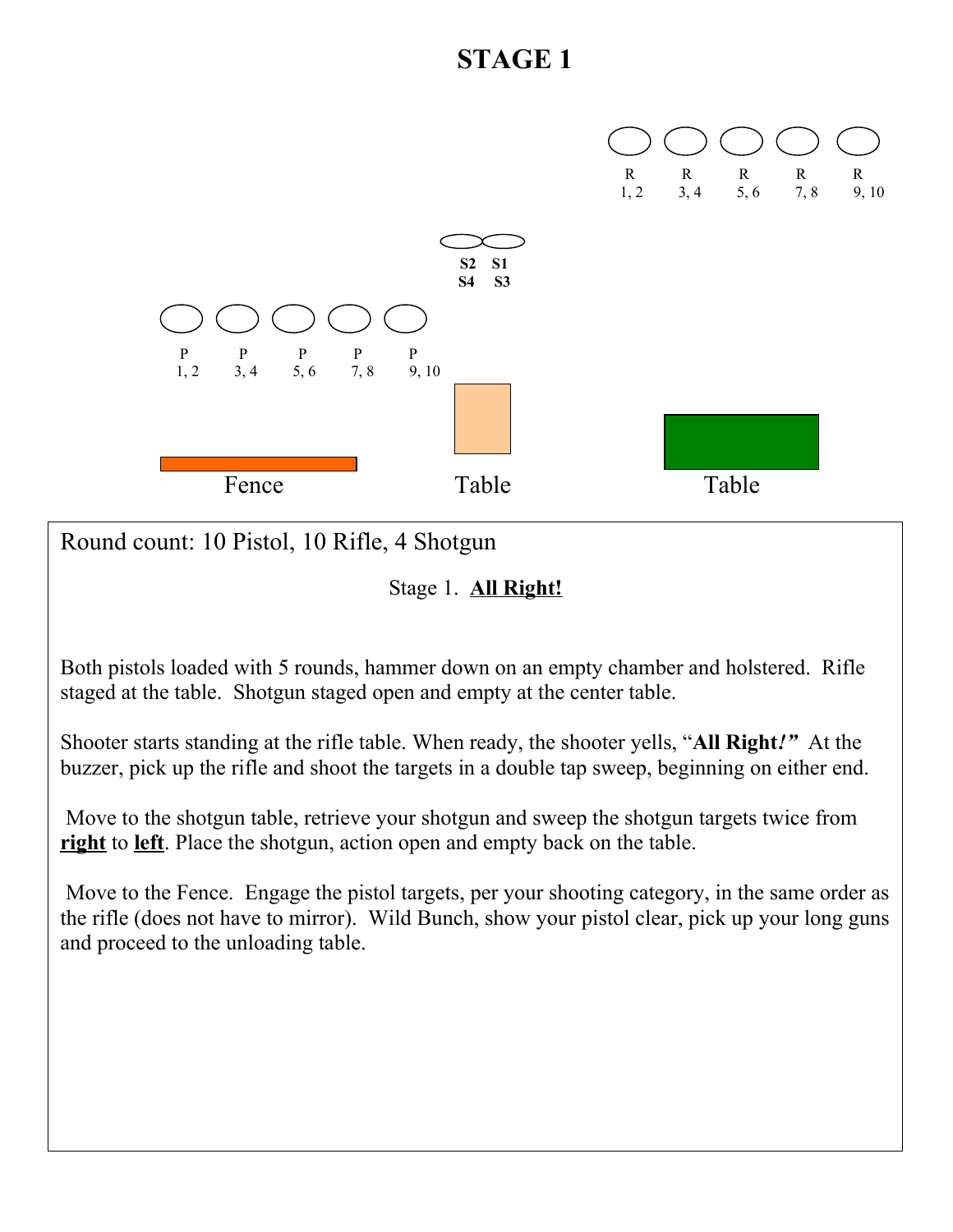# STAGE 1

R
1, 2

R
3, 4

R
5, 6

R
7, 8

R
9, 10

**S2 S1**
**S4 S3**

P
1, 2

P
3, 4

P
5, 6

P
7, 8

P
9, 10

Fence

Table

Table

Round count: 10 Pistol, 10 Rifle, 4 Shotgun

Stage 1. **All Right!**

Both pistols loaded with 5 rounds, hammer down on an empty chamber and holstered. Rifle staged at the table. Shotgun staged open and empty at the center table.

Shooter starts standing at the rifle table. When ready, the shooter yells, "**All Right*!*"** At the buzzer, pick up the rifle and shoot the targets in a double tap sweep, beginning on either end.

Move to the shotgun table, retrieve your shotgun and sweep the shotgun targets twice from **right** to **left**. Place the shotgun, action open and empty back on the table.

Move to the Fence. Engage the pistol targets, per your shooting category, in the same order as the rifle (does not have to mirror). Wild Bunch, show your pistol clear, pick up your long guns and proceed to the unloading table.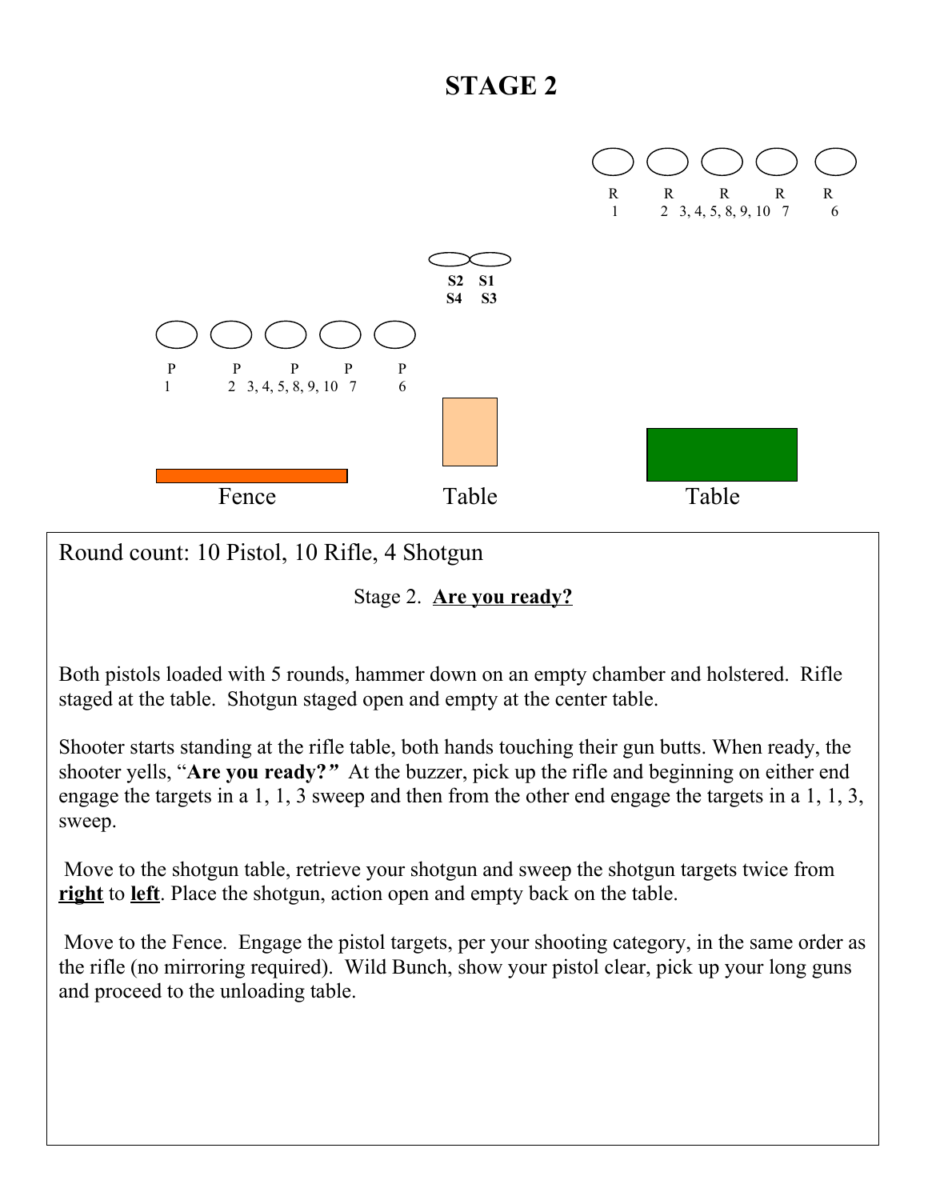# STAGE 2

R 1 | R 2 | R 3, 4, 5, 8, 9, 10 | R 7 | R 6

S2 S4 | S1 S3

P 1 | P 2 | P 3, 4, 5, 8, 9, 10 | P 7 | P 6

Fence | Table | Table

Round count: 10 Pistol, 10 Rifle, 4 Shotgun

Stage 2. **Are you ready?**

Both pistols loaded with 5 rounds, hammer down on an empty chamber and holstered. Rifle staged at the table. Shotgun staged open and empty at the center table.

Shooter starts standing at the rifle table, both hands touching their gun butts. When ready, the shooter yells, "**Are you ready?**" At the buzzer, pick up the rifle and beginning on either end engage the targets in a 1, 1, 3 sweep and then from the other end engage the targets in a 1, 1, 3, sweep.

Move to the shotgun table, retrieve your shotgun and sweep the shotgun targets twice from **right** to **left**. Place the shotgun, action open and empty back on the table.

Move to the Fence. Engage the pistol targets, per your shooting category, in the same order as the rifle (no mirroring required). Wild Bunch, show your pistol clear, pick up your long guns and proceed to the unloading table.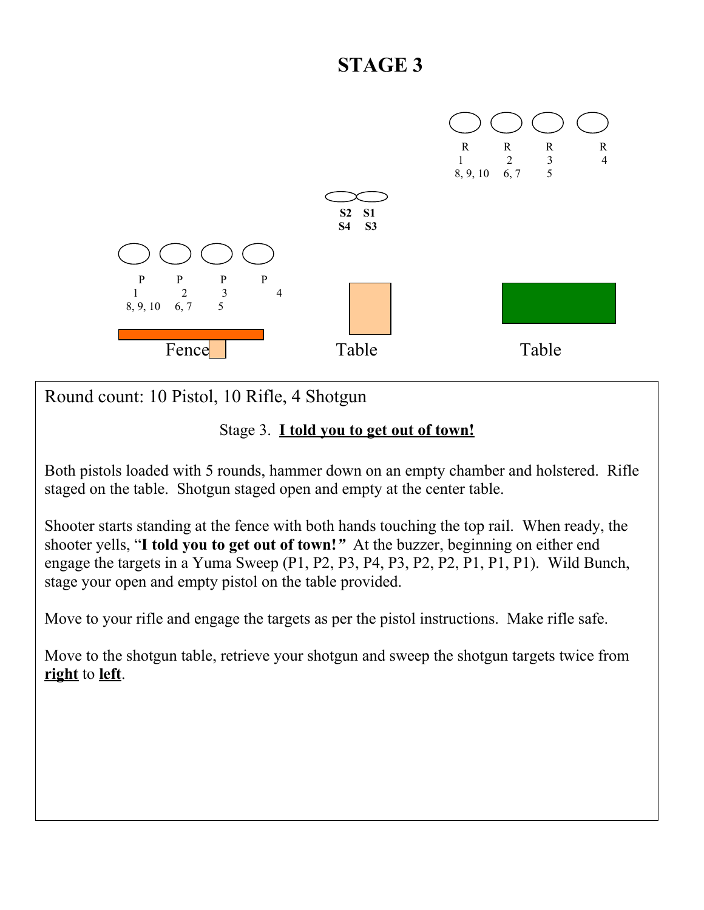# STAGE 3

R R R R
1 2 3 4
8, 9, 10 6, 7 5

S2 S1
S4 S3

P P P P
1 2 3 4
8, 9, 10 6, 7 5

Fence

Table

Table

Round count: 10 Pistol, 10 Rifle, 4 Shotgun

Stage 3. **I told you to get out of town!**

Both pistols loaded with 5 rounds, hammer down on an empty chamber and holstered. Rifle staged on the table. Shotgun staged open and empty at the center table.

Shooter starts standing at the fence with both hands touching the top rail. When ready, the shooter yells, "**I told you to get out of town!**" At the buzzer, beginning on either end engage the targets in a Yuma Sweep (P1, P2, P3, P4, P3, P2, P2, P1, P1, P1). Wild Bunch, stage your open and empty pistol on the table provided.

Move to your rifle and engage the targets as per the pistol instructions. Make rifle safe.

Move to the shotgun table, retrieve your shotgun and sweep the shotgun targets twice from **right** to **left**.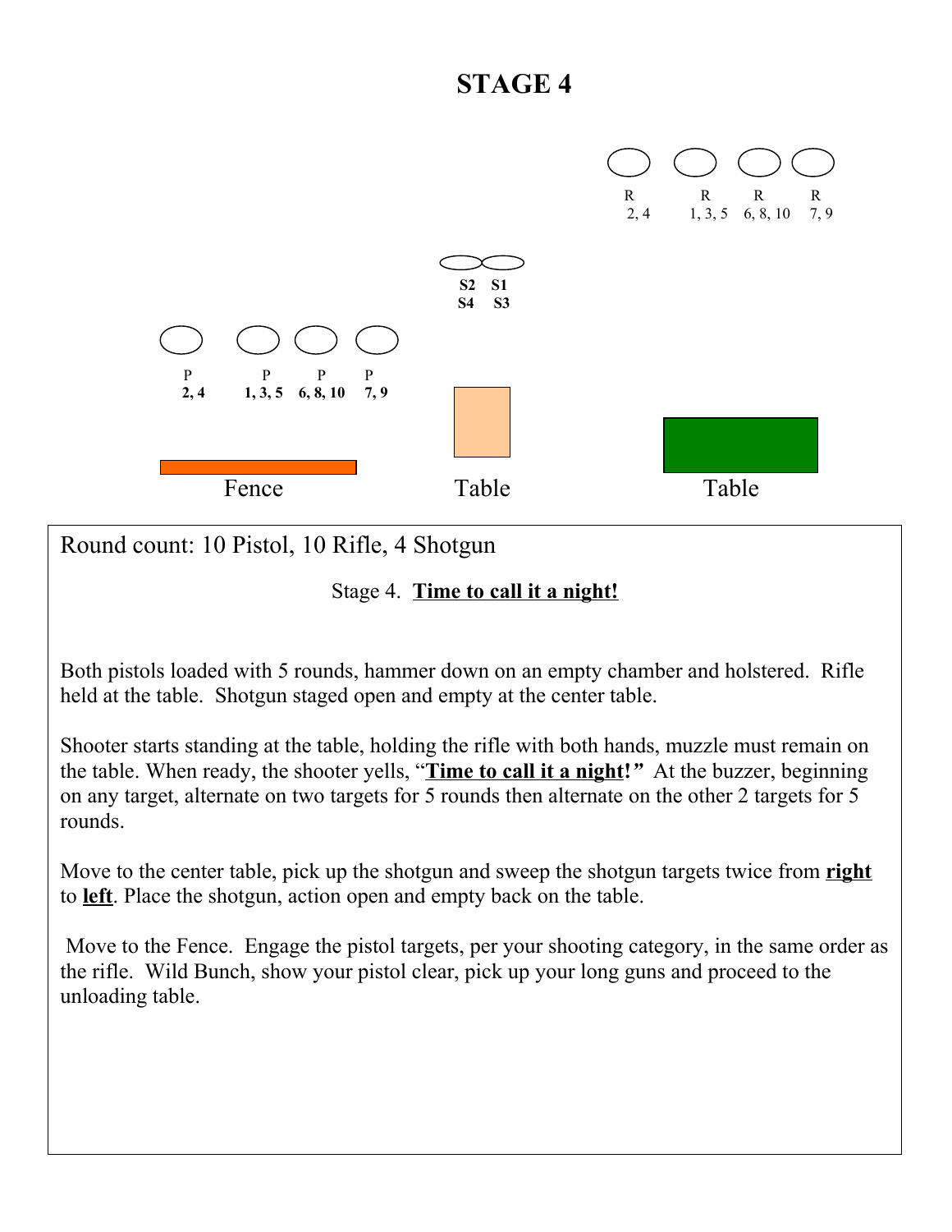# STAGE 4

R
2, 4

R
1, 3, 5

R
6, 8, 10

R
7, 9

S2 S1
S4 S3

P
2, 4

P
1, 3, 5

P
6, 8, 10

P
7, 9

Fence

Table

Table

Round count: 10 Pistol, 10 Rifle, 4 Shotgun

Stage 4. **Time to call it a night!**

Both pistols loaded with 5 rounds, hammer down on an empty chamber and holstered. Rifle held at the table. Shotgun staged open and empty at the center table.

Shooter starts standing at the table, holding the rifle with both hands, muzzle must remain on the table. When ready, the shooter yells, "**Time to call it a night!**" At the buzzer, beginning on any target, alternate on two targets for 5 rounds then alternate on the other 2 targets for 5 rounds.

Move to the center table, pick up the shotgun and sweep the shotgun targets twice from **right** to **left**. Place the shotgun, action open and empty back on the table.

Move to the Fence. Engage the pistol targets, per your shooting category, in the same order as the rifle. Wild Bunch, show your pistol clear, pick up your long guns and proceed to the unloading table.